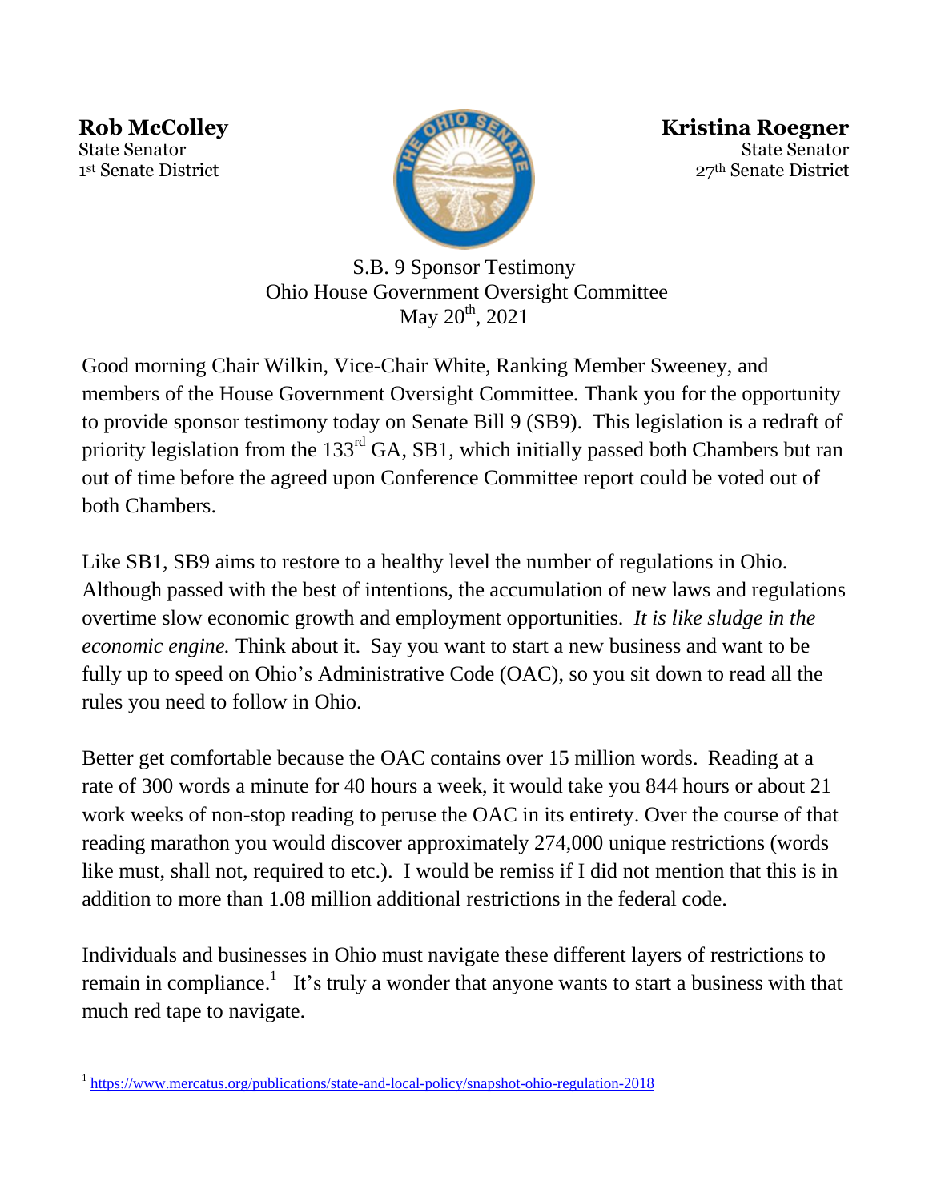**Rob McColley**
State Senator
1st Senate District

**Kristina Roegner**
State Senator
27th Senate District

S.B. 9 Sponsor Testimony
Ohio House Government Oversight Committee
May 20th, 2021

Good morning Chair Wilkin, Vice-Chair White, Ranking Member Sweeney, and members of the House Government Oversight Committee. Thank you for the opportunity to provide sponsor testimony today on Senate Bill 9 (SB9). This legislation is a redraft of priority legislation from the 133rd GA, SB1, which initially passed both Chambers but ran out of time before the agreed upon Conference Committee report could be voted out of both Chambers.

Like SB1, SB9 aims to restore to a healthy level the number of regulations in Ohio. Although passed with the best of intentions, the accumulation of new laws and regulations overtime slow economic growth and employment opportunities. *It is like sludge in the economic engine.* Think about it. Say you want to start a new business and want to be fully up to speed on Ohio's Administrative Code (OAC), so you sit down to read all the rules you need to follow in Ohio.

Better get comfortable because the OAC contains over 15 million words. Reading at a rate of 300 words a minute for 40 hours a week, it would take you 844 hours or about 21 work weeks of non-stop reading to peruse the OAC in its entirety. Over the course of that reading marathon you would discover approximately 274,000 unique restrictions (words like must, shall not, required to etc.). I would be remiss if I did not mention that this is in addition to more than 1.08 million additional restrictions in the federal code.

Individuals and businesses in Ohio must navigate these different layers of restrictions to remain in compliance.[1] It's truly a wonder that anyone wants to start a business with that much red tape to navigate.

---

[1] https://www.mercatus.org/publications/state-and-local-policy/snapshot-ohio-regulation-2018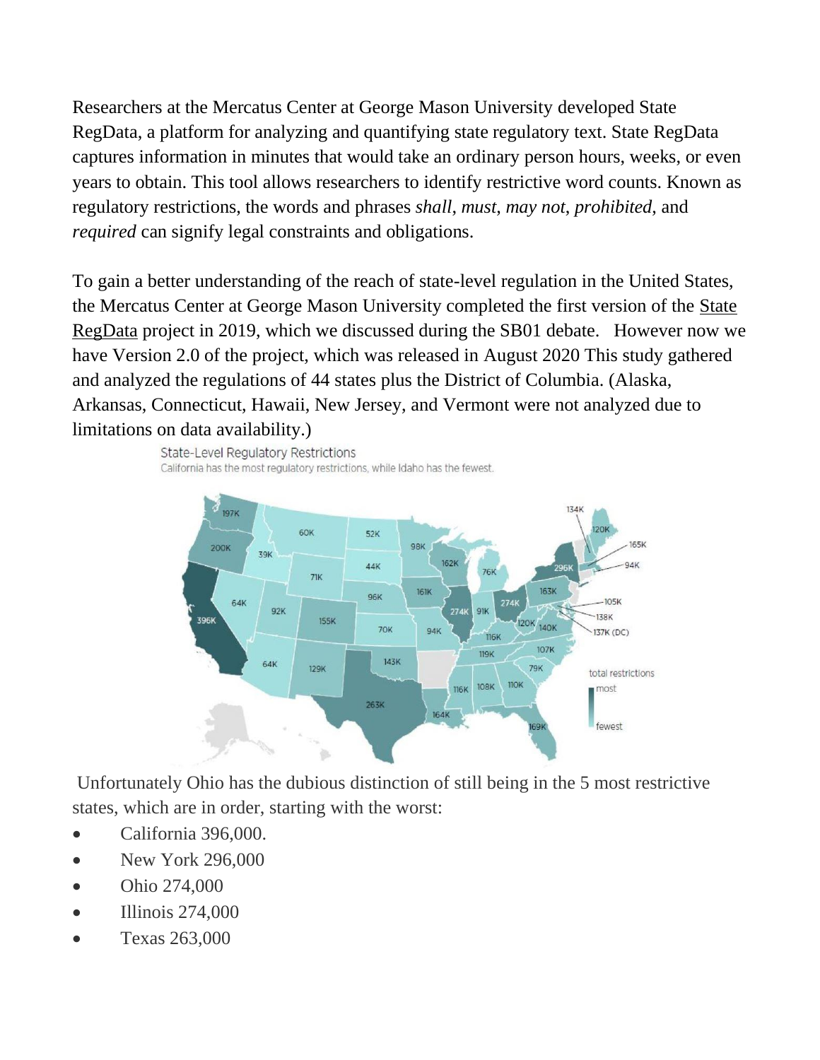Researchers at the Mercatus Center at George Mason University developed State RegData, a platform for analyzing and quantifying state regulatory text. State RegData captures information in minutes that would take an ordinary person hours, weeks, or even years to obtain. This tool allows researchers to identify restrictive word counts. Known as regulatory restrictions, the words and phrases *shall*, *must*, *may not*, *prohibited*, and *required* can signify legal constraints and obligations.

To gain a better understanding of the reach of state-level regulation in the United States, the Mercatus Center at George Mason University completed the first version of the State RegData project in 2019, which we discussed during the SB01 debate. However now we have Version 2.0 of the project, which was released in August 2020 This study gathered and analyzed the regulations of 44 states plus the District of Columbia. (Alaska, Arkansas, Connecticut, Hawaii, New Jersey, and Vermont were not analyzed due to limitations on data availability.)

State-Level Regulatory Restrictions

California has the most regulatory restrictions, while Idaho has the fewest.

Unfortunately Ohio has the dubious distinction of still being in the 5 most restrictive states, which are in order, starting with the worst:

- California 396,000.
- New York 296,000
- Ohio 274,000
- Illinois 274,000
- Texas 263,000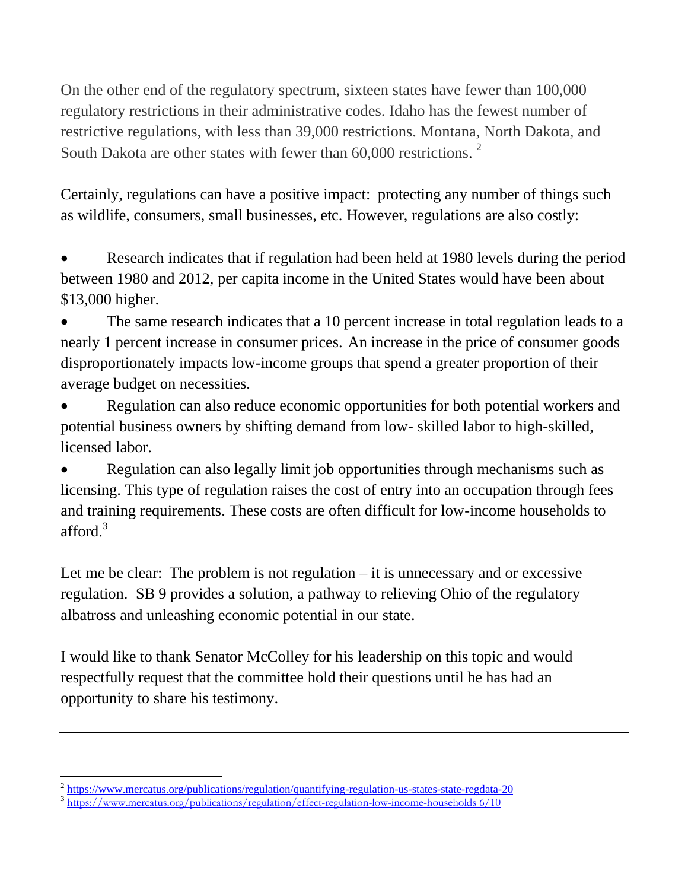On the other end of the regulatory spectrum, sixteen states have fewer than 100,000 regulatory restrictions in their administrative codes. Idaho has the fewest number of restrictive regulations, with less than 39,000 restrictions. Montana, North Dakota, and South Dakota are other states with fewer than 60,000 restrictions. [2]

Certainly, regulations can have a positive impact: protecting any number of things such as wildlife, consumers, small businesses, etc. However, regulations are also costly:

- Research indicates that if regulation had been held at 1980 levels during the period between 1980 and 2012, per capita income in the United States would have been about $13,000 higher.
- The same research indicates that a 10 percent increase in total regulation leads to a nearly 1 percent increase in consumer prices. An increase in the price of consumer goods disproportionately impacts low-income groups that spend a greater proportion of their average budget on necessities.
- Regulation can also reduce economic opportunities for both potential workers and potential business owners by shifting demand from low- skilled labor to high-skilled, licensed labor.
- Regulation can also legally limit job opportunities through mechanisms such as licensing. This type of regulation raises the cost of entry into an occupation through fees and training requirements. These costs are often difficult for low-income households to afford.[3]

Let me be clear: The problem is not regulation – it is unnecessary and or excessive regulation. SB 9 provides a solution, a pathway to relieving Ohio of the regulatory albatross and unleashing economic potential in our state.

I would like to thank Senator McColley for his leadership on this topic and would respectfully request that the committee hold their questions until he has had an opportunity to share his testimony.

---

[2] https://www.mercatus.org/publications/regulation/quantifying-regulation-us-states-state-regdata-20

[3] https://www.mercatus.org/publications/regulation/effect-regulation-low-income-households 6/10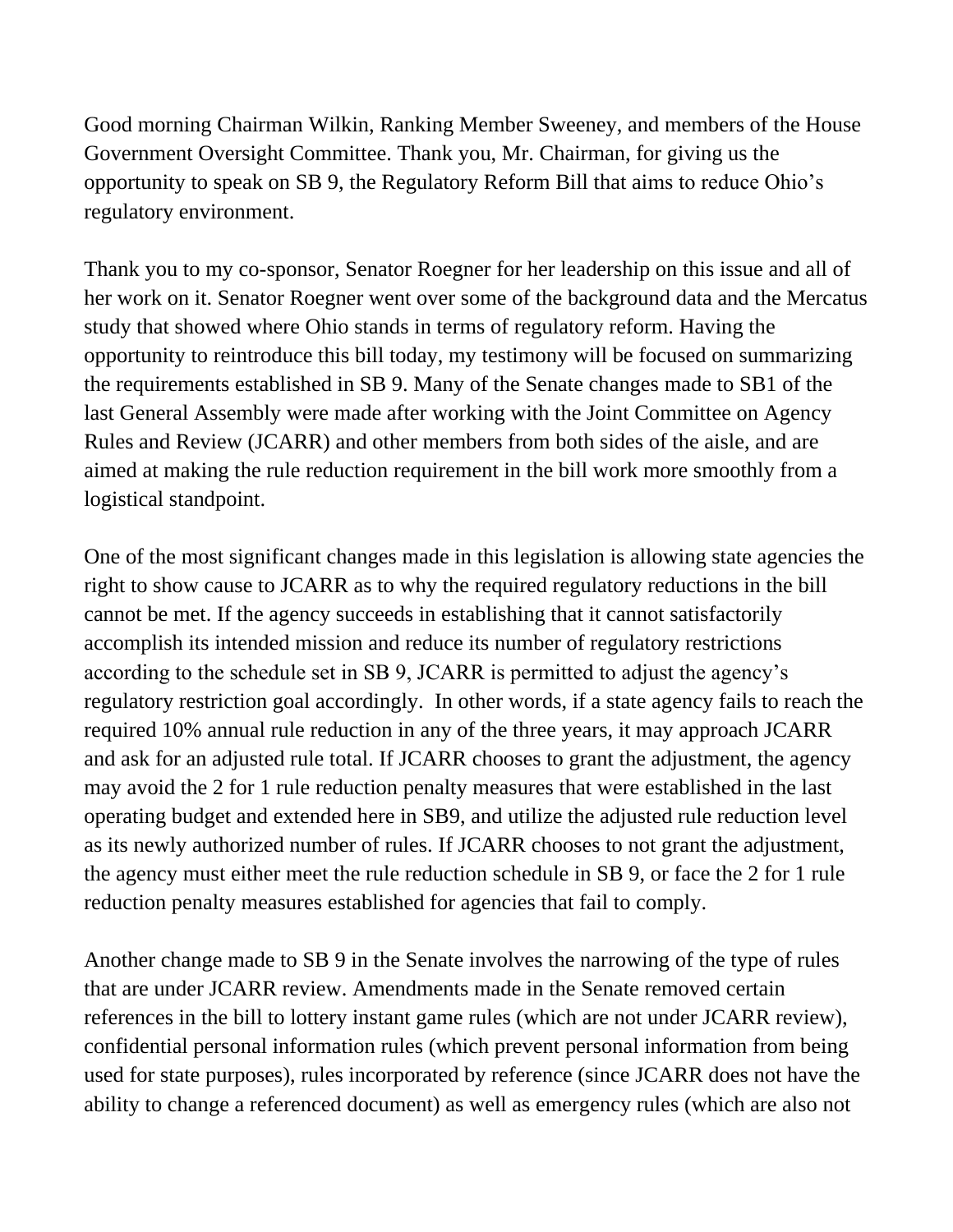Good morning Chairman Wilkin, Ranking Member Sweeney, and members of the House Government Oversight Committee. Thank you, Mr. Chairman, for giving us the opportunity to speak on SB 9, the Regulatory Reform Bill that aims to reduce Ohio's regulatory environment.

Thank you to my co-sponsor, Senator Roegner for her leadership on this issue and all of her work on it. Senator Roegner went over some of the background data and the Mercatus study that showed where Ohio stands in terms of regulatory reform. Having the opportunity to reintroduce this bill today, my testimony will be focused on summarizing the requirements established in SB 9. Many of the Senate changes made to SB1 of the last General Assembly were made after working with the Joint Committee on Agency Rules and Review (JCARR) and other members from both sides of the aisle, and are aimed at making the rule reduction requirement in the bill work more smoothly from a logistical standpoint.

One of the most significant changes made in this legislation is allowing state agencies the right to show cause to JCARR as to why the required regulatory reductions in the bill cannot be met. If the agency succeeds in establishing that it cannot satisfactorily accomplish its intended mission and reduce its number of regulatory restrictions according to the schedule set in SB 9, JCARR is permitted to adjust the agency's regulatory restriction goal accordingly. In other words, if a state agency fails to reach the required 10% annual rule reduction in any of the three years, it may approach JCARR and ask for an adjusted rule total. If JCARR chooses to grant the adjustment, the agency may avoid the 2 for 1 rule reduction penalty measures that were established in the last operating budget and extended here in SB9, and utilize the adjusted rule reduction level as its newly authorized number of rules. If JCARR chooses to not grant the adjustment, the agency must either meet the rule reduction schedule in SB 9, or face the 2 for 1 rule reduction penalty measures established for agencies that fail to comply.

Another change made to SB 9 in the Senate involves the narrowing of the type of rules that are under JCARR review. Amendments made in the Senate removed certain references in the bill to lottery instant game rules (which are not under JCARR review), confidential personal information rules (which prevent personal information from being used for state purposes), rules incorporated by reference (since JCARR does not have the ability to change a referenced document) as well as emergency rules (which are also not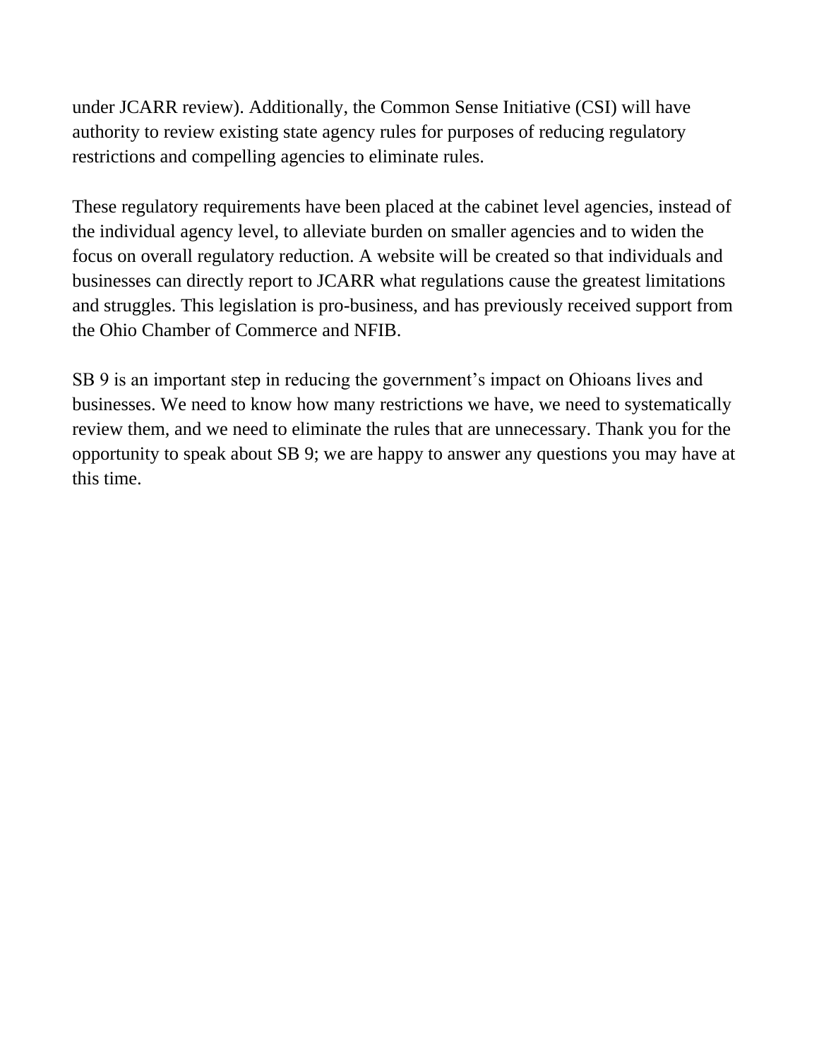under JCARR review). Additionally, the Common Sense Initiative (CSI) will have authority to review existing state agency rules for purposes of reducing regulatory restrictions and compelling agencies to eliminate rules.

These regulatory requirements have been placed at the cabinet level agencies, instead of the individual agency level, to alleviate burden on smaller agencies and to widen the focus on overall regulatory reduction. A website will be created so that individuals and businesses can directly report to JCARR what regulations cause the greatest limitations and struggles. This legislation is pro-business, and has previously received support from the Ohio Chamber of Commerce and NFIB.

SB 9 is an important step in reducing the government's impact on Ohioans lives and businesses. We need to know how many restrictions we have, we need to systematically review them, and we need to eliminate the rules that are unnecessary. Thank you for the opportunity to speak about SB 9; we are happy to answer any questions you may have at this time.